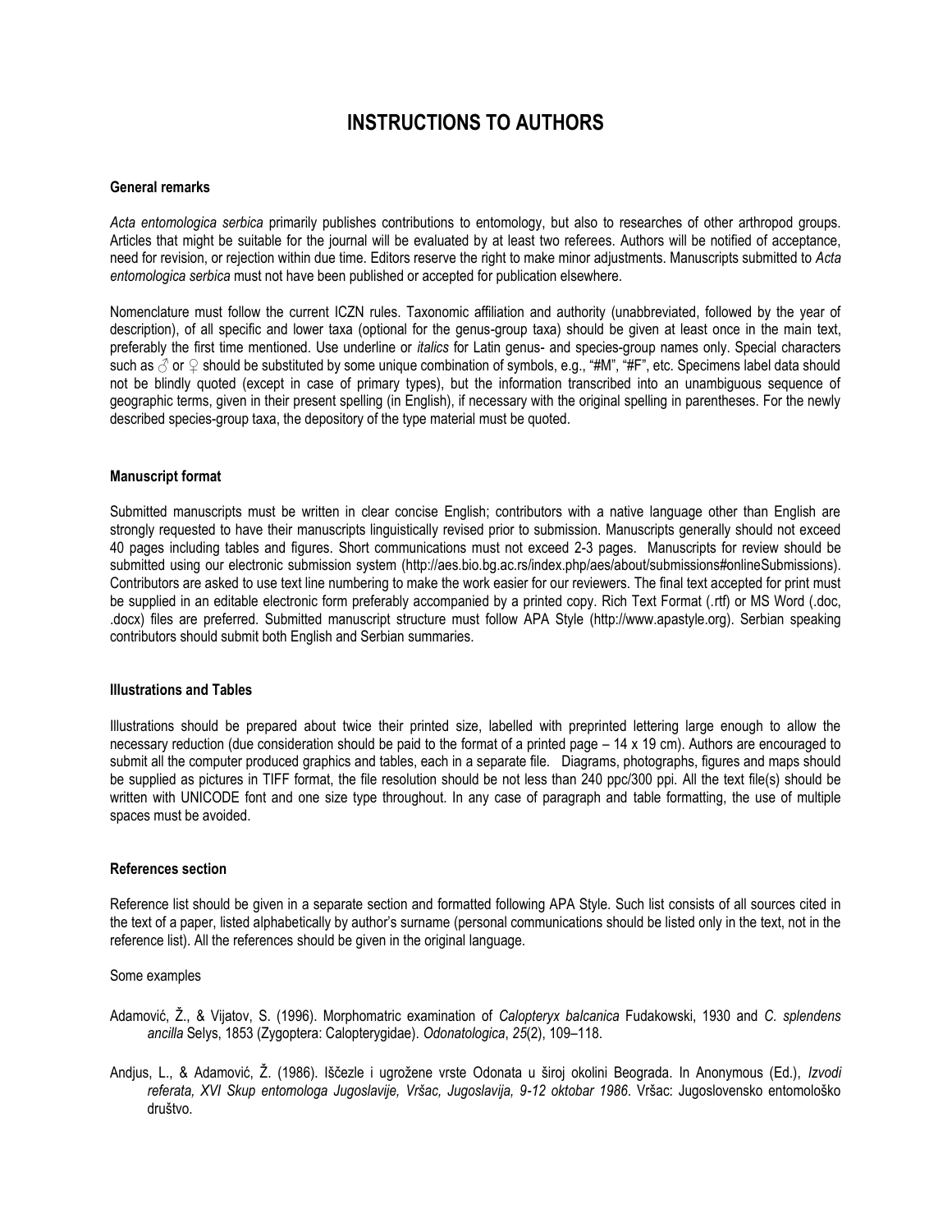# INSTRUCTIONS TO AUTHORS

### General remarks

*Acta entomologica serbica* primarily publishes contributions to entomology, but also to researches of other arthropod groups. Articles that might be suitable for the journal will be evaluated by at least two referees. Authors will be notified of acceptance, need for revision, or rejection within due time. Editors reserve the right to make minor adjustments. Manuscripts submitted to *Acta entomologica serbica* must not have been published or accepted for publication elsewhere.

Nomenclature must follow the current ICZN rules. Taxonomic affiliation and authority (unabbreviated, followed by the year of description), of all specific and lower taxa (optional for the genus-group taxa) should be given at least once in the main text, preferably the first time mentioned. Use underline or *italics* for Latin genus- and species-group names only. Special characters such as ♂ or ♀ should be substituted by some unique combination of symbols, e.g., "#M", "#F", etc. Specimens label data should not be blindly quoted (except in case of primary types), but the information transcribed into an unambiguous sequence of geographic terms, given in their present spelling (in English), if necessary with the original spelling in parentheses. For the newly described species-group taxa, the depository of the type material must be quoted.

### Manuscript format

Submitted manuscripts must be written in clear concise English; contributors with a native language other than English are strongly requested to have their manuscripts linguistically revised prior to submission. Manuscripts generally should not exceed 40 pages including tables and figures. Short communications must not exceed 2-3 pages. Manuscripts for review should be submitted using our electronic submission system (http://aes.bio.bg.ac.rs/index.php/aes/about/submissions#onlineSubmissions). Contributors are asked to use text line numbering to make the work easier for our reviewers. The final text accepted for print must be supplied in an editable electronic form preferably accompanied by a printed copy. Rich Text Format (.rtf) or MS Word (.doc, .docx) files are preferred. Submitted manuscript structure must follow APA Style (http://www.apastyle.org). Serbian speaking contributors should submit both English and Serbian summaries.

### Illustrations and Tables

Illustrations should be prepared about twice their printed size, labelled with preprinted lettering large enough to allow the necessary reduction (due consideration should be paid to the format of a printed page – 14 x 19 cm). Authors are encouraged to submit all the computer produced graphics and tables, each in a separate file. Diagrams, photographs, figures and maps should be supplied as pictures in TIFF format, the file resolution should be not less than 240 ppc/300 ppi. All the text file(s) should be written with UNICODE font and one size type throughout. In any case of paragraph and table formatting, the use of multiple spaces must be avoided.

### References section

Reference list should be given in a separate section and formatted following APA Style. Such list consists of all sources cited in the text of a paper, listed alphabetically by author's surname (personal communications should be listed only in the text, not in the reference list). All the references should be given in the original language.

Some examples

Adamović, Ž., & Vijatov, S. (1996). Morphomatric examination of *Calopteryx balcanica* Fudakowski, 1930 and *C. splendens ancilla* Selys, 1853 (Zygoptera: Calopterygidae). *Odonatologica*, *25*(2), 109–118.

Andjus, L., & Adamović, Ž. (1986). Iščezle i ugrožene vrste Odonata u široj okolini Beograda. In Anonymous (Ed.), *Izvodi referata, XVI Skup entomologa Jugoslavije, Vršac, Jugoslavija, 9-12 oktobar 1986*. Vršac: Jugoslovensko entomološko društvo.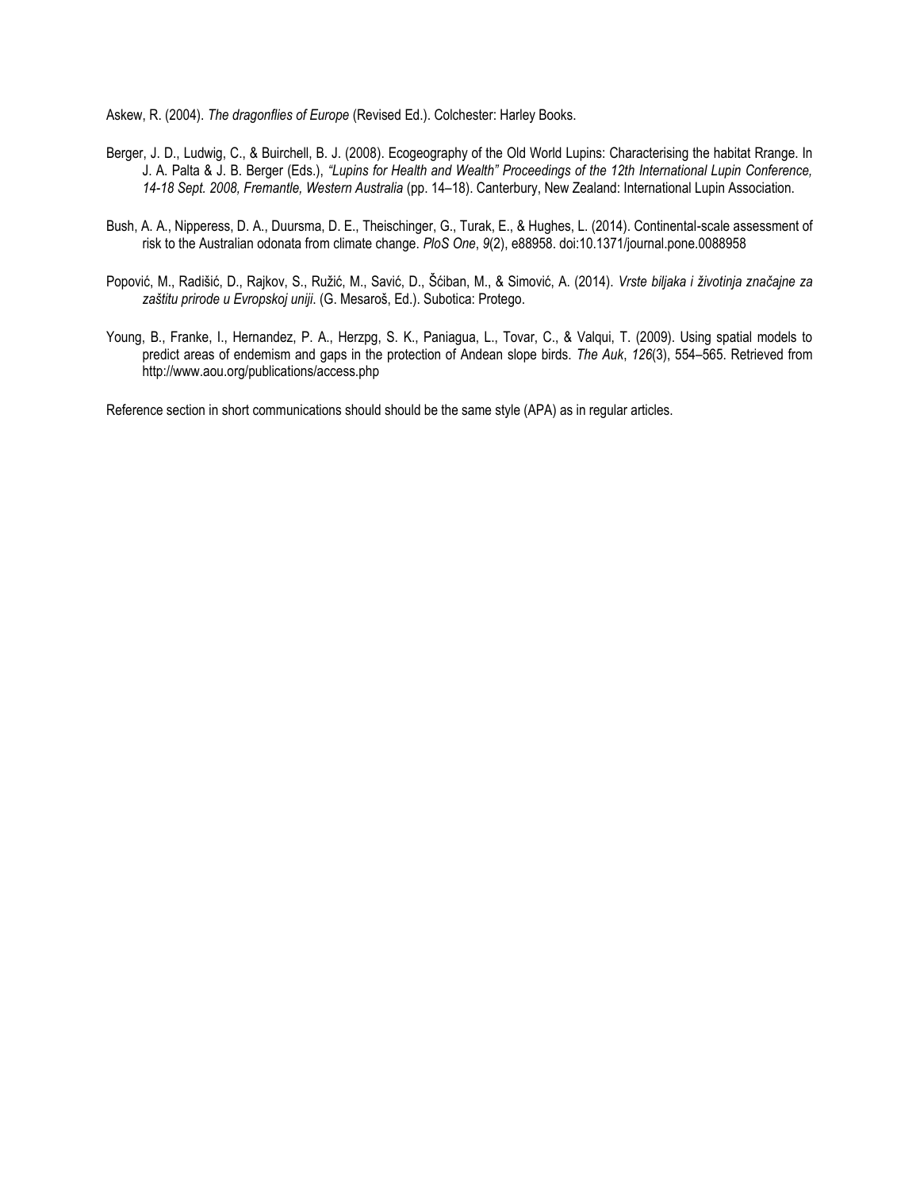Askew, R. (2004). *The dragonflies of Europe* (Revised Ed.). Colchester: Harley Books.

Berger, J. D., Ludwig, C., & Buirchell, B. J. (2008). Ecogeography of the Old World Lupins: Characterising the habitat Rrange. In J. A. Palta & J. B. Berger (Eds.), *"Lupins for Health and Wealth" Proceedings of the 12th International Lupin Conference, 14-18 Sept. 2008, Fremantle, Western Australia* (pp. 14–18). Canterbury, New Zealand: International Lupin Association.

Bush, A. A., Nipperess, D. A., Duursma, D. E., Theischinger, G., Turak, E., & Hughes, L. (2014). Continental-scale assessment of risk to the Australian odonata from climate change. *PloS One*, *9*(2), e88958. doi:10.1371/journal.pone.0088958

Popović, M., Radišić, D., Rajkov, S., Ružić, M., Savić, D., Šćiban, M., & Simović, A. (2014). *Vrste biljaka i životinja značajne za zaštitu prirode u Evropskoj uniji*. (G. Mesaroš, Ed.). Subotica: Protego.

Young, B., Franke, I., Hernandez, P. A., Herzpg, S. K., Paniagua, L., Tovar, C., & Valqui, T. (2009). Using spatial models to predict areas of endemism and gaps in the protection of Andean slope birds. *The Auk*, *126*(3), 554–565. Retrieved from http://www.aou.org/publications/access.php

Reference section in short communications should should be the same style (APA) as in regular articles.